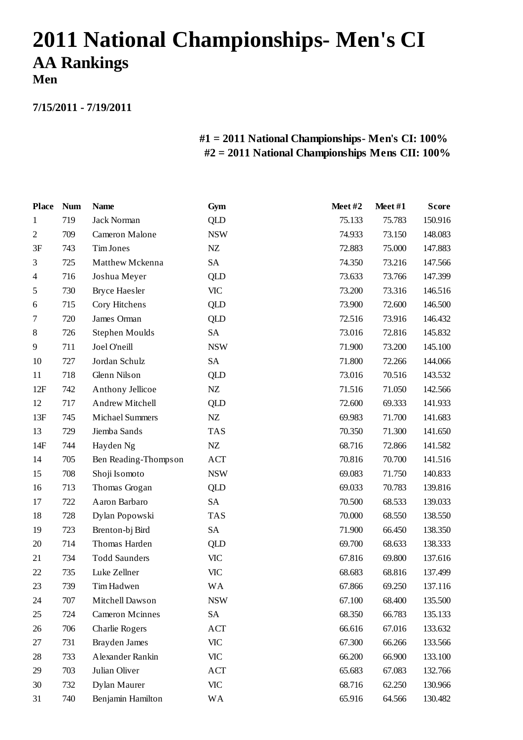# 2011 National Championships- Men's CI

## AA Rankings

### Men

**7/15/2011 - 7/19/2011**

**#1 = 2011 National Championships- Men's CI: 100%**
**#2 = 2011 National Championships Mens CII: 100%**

| Place | Num | Name | Gym | Meet #2 | Meet #1 | Score |
|---|---|---|---|---|---|---|
| 1 | 719 | Jack Norman | QLD | 75.133 | 75.783 | 150.916 |
| 2 | 709 | Cameron Malone | NSW | 74.933 | 73.150 | 148.083 |
| 3F | 743 | Tim Jones | NZ | 72.883 | 75.000 | 147.883 |
| 3 | 725 | Matthew Mckenna | SA | 74.350 | 73.216 | 147.566 |
| 4 | 716 | Joshua Meyer | QLD | 73.633 | 73.766 | 147.399 |
| 5 | 730 | Bryce Haesler | VIC | 73.200 | 73.316 | 146.516 |
| 6 | 715 | Cory Hitchens | QLD | 73.900 | 72.600 | 146.500 |
| 7 | 720 | James Orman | QLD | 72.516 | 73.916 | 146.432 |
| 8 | 726 | Stephen Moulds | SA | 73.016 | 72.816 | 145.832 |
| 9 | 711 | Joel O'neill | NSW | 71.900 | 73.200 | 145.100 |
| 10 | 727 | Jordan Schulz | SA | 71.800 | 72.266 | 144.066 |
| 11 | 718 | Glenn Nilson | QLD | 73.016 | 70.516 | 143.532 |
| 12F | 742 | Anthony Jellicoe | NZ | 71.516 | 71.050 | 142.566 |
| 12 | 717 | Andrew Mitchell | QLD | 72.600 | 69.333 | 141.933 |
| 13F | 745 | Michael Summers | NZ | 69.983 | 71.700 | 141.683 |
| 13 | 729 | Jiemba Sands | TAS | 70.350 | 71.300 | 141.650 |
| 14F | 744 | Hayden Ng | NZ | 68.716 | 72.866 | 141.582 |
| 14 | 705 | Ben Reading-Thompson | ACT | 70.816 | 70.700 | 141.516 |
| 15 | 708 | Shoji Isomoto | NSW | 69.083 | 71.750 | 140.833 |
| 16 | 713 | Thomas Grogan | QLD | 69.033 | 70.783 | 139.816 |
| 17 | 722 | Aaron Barbaro | SA | 70.500 | 68.533 | 139.033 |
| 18 | 728 | Dylan Popowski | TAS | 70.000 | 68.550 | 138.550 |
| 19 | 723 | Brenton-bj Bird | SA | 71.900 | 66.450 | 138.350 |
| 20 | 714 | Thomas Harden | QLD | 69.700 | 68.633 | 138.333 |
| 21 | 734 | Todd Saunders | VIC | 67.816 | 69.800 | 137.616 |
| 22 | 735 | Luke Zellner | VIC | 68.683 | 68.816 | 137.499 |
| 23 | 739 | Tim Hadwen | WA | 67.866 | 69.250 | 137.116 |
| 24 | 707 | Mitchell Dawson | NSW | 67.100 | 68.400 | 135.500 |
| 25 | 724 | Cameron Mcinnes | SA | 68.350 | 66.783 | 135.133 |
| 26 | 706 | Charlie Rogers | ACT | 66.616 | 67.016 | 133.632 |
| 27 | 731 | Brayden James | VIC | 67.300 | 66.266 | 133.566 |
| 28 | 733 | Alexander Rankin | VIC | 66.200 | 66.900 | 133.100 |
| 29 | 703 | Julian Oliver | ACT | 65.683 | 67.083 | 132.766 |
| 30 | 732 | Dylan Maurer | VIC | 68.716 | 62.250 | 130.966 |
| 31 | 740 | Benjamin Hamilton | WA | 65.916 | 64.566 | 130.482 |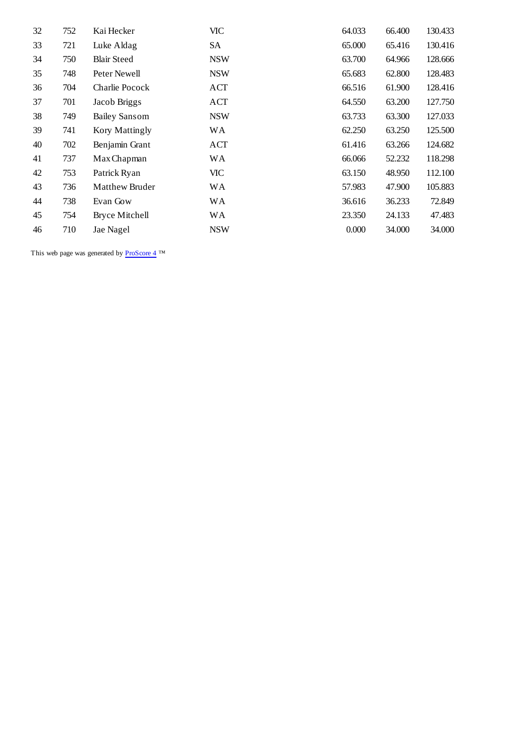| | | | | | | |
|---|---|---|---|---|---|---|
| 32 | 752 | Kai Hecker | VIC | 64.033 | 66.400 | 130.433 |
| 33 | 721 | Luke Aldag | SA | 65.000 | 65.416 | 130.416 |
| 34 | 750 | Blair Steed | NSW | 63.700 | 64.966 | 128.666 |
| 35 | 748 | Peter Newell | NSW | 65.683 | 62.800 | 128.483 |
| 36 | 704 | Charlie Pocock | ACT | 66.516 | 61.900 | 128.416 |
| 37 | 701 | Jacob Briggs | ACT | 64.550 | 63.200 | 127.750 |
| 38 | 749 | Bailey Sansom | NSW | 63.733 | 63.300 | 127.033 |
| 39 | 741 | Kory Mattingly | WA | 62.250 | 63.250 | 125.500 |
| 40 | 702 | Benjamin Grant | ACT | 61.416 | 63.266 | 124.682 |
| 41 | 737 | Max Chapman | WA | 66.066 | 52.232 | 118.298 |
| 42 | 753 | Patrick Ryan | VIC | 63.150 | 48.950 | 112.100 |
| 43 | 736 | Matthew Bruder | WA | 57.983 | 47.900 | 105.883 |
| 44 | 738 | Evan Gow | WA | 36.616 | 36.233 | 72.849 |
| 45 | 754 | Bryce Mitchell | WA | 23.350 | 24.133 | 47.483 |
| 46 | 710 | Jae Nagel | NSW | 0.000 | 34.000 | 34.000 |

This web page was generated by ProScore 4 ™